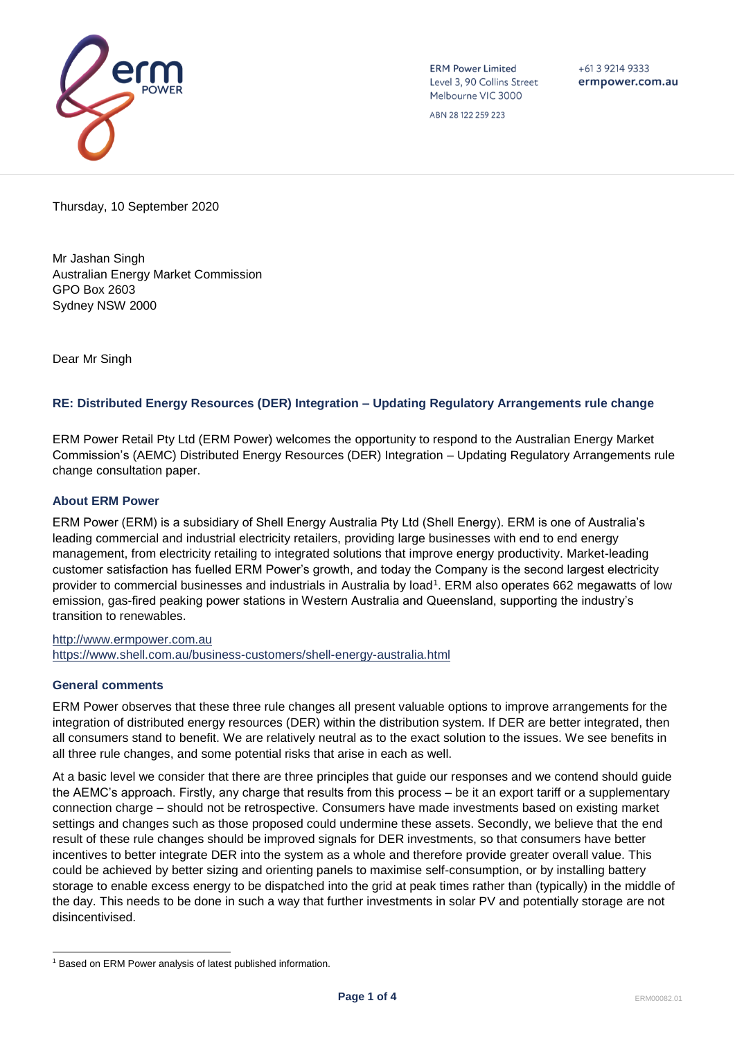ERM Power Limited
Level 3, 90 Collins Street
Melbourne VIC 3000

ABN 28 122 259 223

+61 3 9214 9333
ermpower.com.au

Thursday, 10 September 2020

Mr Jashan Singh
Australian Energy Market Commission
GPO Box 2603
Sydney NSW 2000

Dear Mr Singh

### RE: Distributed Energy Resources (DER) Integration – Updating Regulatory Arrangements rule change

ERM Power Retail Pty Ltd (ERM Power) welcomes the opportunity to respond to the Australian Energy Market Commission's (AEMC) Distributed Energy Resources (DER) Integration – Updating Regulatory Arrangements rule change consultation paper.

### About ERM Power

ERM Power (ERM) is a subsidiary of Shell Energy Australia Pty Ltd (Shell Energy). ERM is one of Australia's leading commercial and industrial electricity retailers, providing large businesses with end to end energy management, from electricity retailing to integrated solutions that improve energy productivity. Market-leading customer satisfaction has fuelled ERM Power's growth, and today the Company is the second largest electricity provider to commercial businesses and industrials in Australia by load[1]. ERM also operates 662 megawatts of low emission, gas-fired peaking power stations in Western Australia and Queensland, supporting the industry's transition to renewables.

http://www.ermpower.com.au
https://www.shell.com.au/business-customers/shell-energy-australia.html

### General comments

ERM Power observes that these three rule changes all present valuable options to improve arrangements for the integration of distributed energy resources (DER) within the distribution system. If DER are better integrated, then all consumers stand to benefit. We are relatively neutral as to the exact solution to the issues. We see benefits in all three rule changes, and some potential risks that arise in each as well.

At a basic level we consider that there are three principles that guide our responses and we contend should guide the AEMC's approach. Firstly, any charge that results from this process – be it an export tariff or a supplementary connection charge – should not be retrospective. Consumers have made investments based on existing market settings and changes such as those proposed could undermine these assets. Secondly, we believe that the end result of these rule changes should be improved signals for DER investments, so that consumers have better incentives to better integrate DER into the system as a whole and therefore provide greater overall value. This could be achieved by better sizing and orienting panels to maximise self-consumption, or by installing battery storage to enable excess energy to be dispatched into the grid at peak times rather than (typically) in the middle of the day. This needs to be done in such a way that further investments in solar PV and potentially storage are not disincentivised.

[1] Based on ERM Power analysis of latest published information.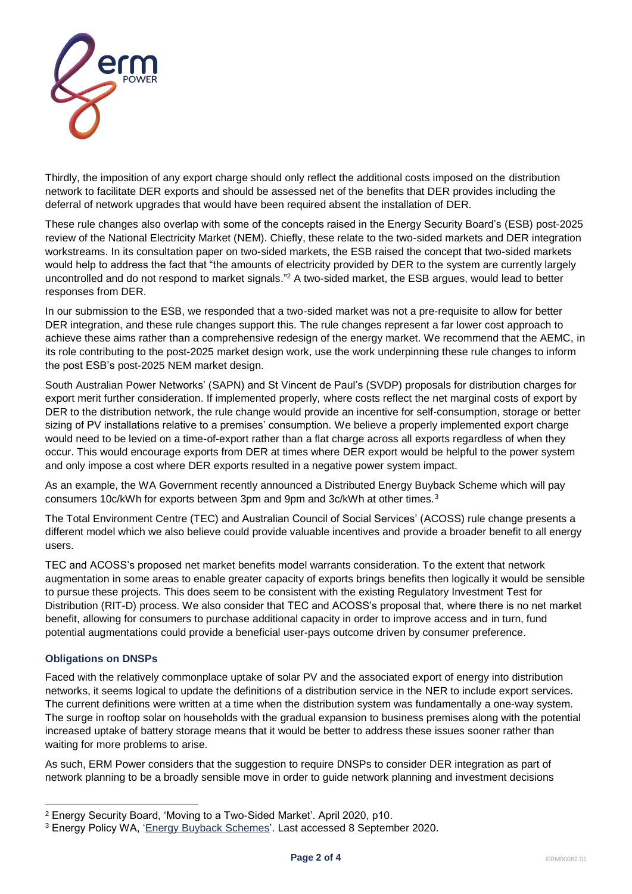Thirdly, the imposition of any export charge should only reflect the additional costs imposed on the distribution network to facilitate DER exports and should be assessed net of the benefits that DER provides including the deferral of network upgrades that would have been required absent the installation of DER.

These rule changes also overlap with some of the concepts raised in the Energy Security Board's (ESB) post-2025 review of the National Electricity Market (NEM). Chiefly, these relate to the two-sided markets and DER integration workstreams. In its consultation paper on two-sided markets, the ESB raised the concept that two-sided markets would help to address the fact that "the amounts of electricity provided by DER to the system are currently largely uncontrolled and do not respond to market signals."[2] A two-sided market, the ESB argues, would lead to better responses from DER.

In our submission to the ESB, we responded that a two-sided market was not a pre-requisite to allow for better DER integration, and these rule changes support this. The rule changes represent a far lower cost approach to achieve these aims rather than a comprehensive redesign of the energy market. We recommend that the AEMC, in its role contributing to the post-2025 market design work, use the work underpinning these rule changes to inform the post ESB's post-2025 NEM market design.

South Australian Power Networks' (SAPN) and St Vincent de Paul's (SVDP) proposals for distribution charges for export merit further consideration. If implemented properly, where costs reflect the net marginal costs of export by DER to the distribution network, the rule change would provide an incentive for self-consumption, storage or better sizing of PV installations relative to a premises' consumption. We believe a properly implemented export charge would need to be levied on a time-of-export rather than a flat charge across all exports regardless of when they occur. This would encourage exports from DER at times where DER export would be helpful to the power system and only impose a cost where DER exports resulted in a negative power system impact.

As an example, the WA Government recently announced a Distributed Energy Buyback Scheme which will pay consumers 10c/kWh for exports between 3pm and 9pm and 3c/kWh at other times.[3]

The Total Environment Centre (TEC) and Australian Council of Social Services' (ACOSS) rule change presents a different model which we also believe could provide valuable incentives and provide a broader benefit to all energy users.

TEC and ACOSS's proposed net market benefits model warrants consideration. To the extent that network augmentation in some areas to enable greater capacity of exports brings benefits then logically it would be sensible to pursue these projects. This does seem to be consistent with the existing Regulatory Investment Test for Distribution (RIT-D) process. We also consider that TEC and ACOSS's proposal that, where there is no net market benefit, allowing for consumers to purchase additional capacity in order to improve access and in turn, fund potential augmentations could provide a beneficial user-pays outcome driven by consumer preference.

### Obligations on DNSPs

Faced with the relatively commonplace uptake of solar PV and the associated export of energy into distribution networks, it seems logical to update the definitions of a distribution service in the NER to include export services. The current definitions were written at a time when the distribution system was fundamentally a one-way system. The surge in rooftop solar on households with the gradual expansion to business premises along with the potential increased uptake of battery storage means that it would be better to address these issues sooner rather than waiting for more problems to arise.

As such, ERM Power considers that the suggestion to require DNSPs to consider DER integration as part of network planning to be a broadly sensible move in order to guide network planning and investment decisions

---

[2] Energy Security Board, 'Moving to a Two-Sided Market'. April 2020, p10.

[3] Energy Policy WA, 'Energy Buyback Schemes'. Last accessed 8 September 2020.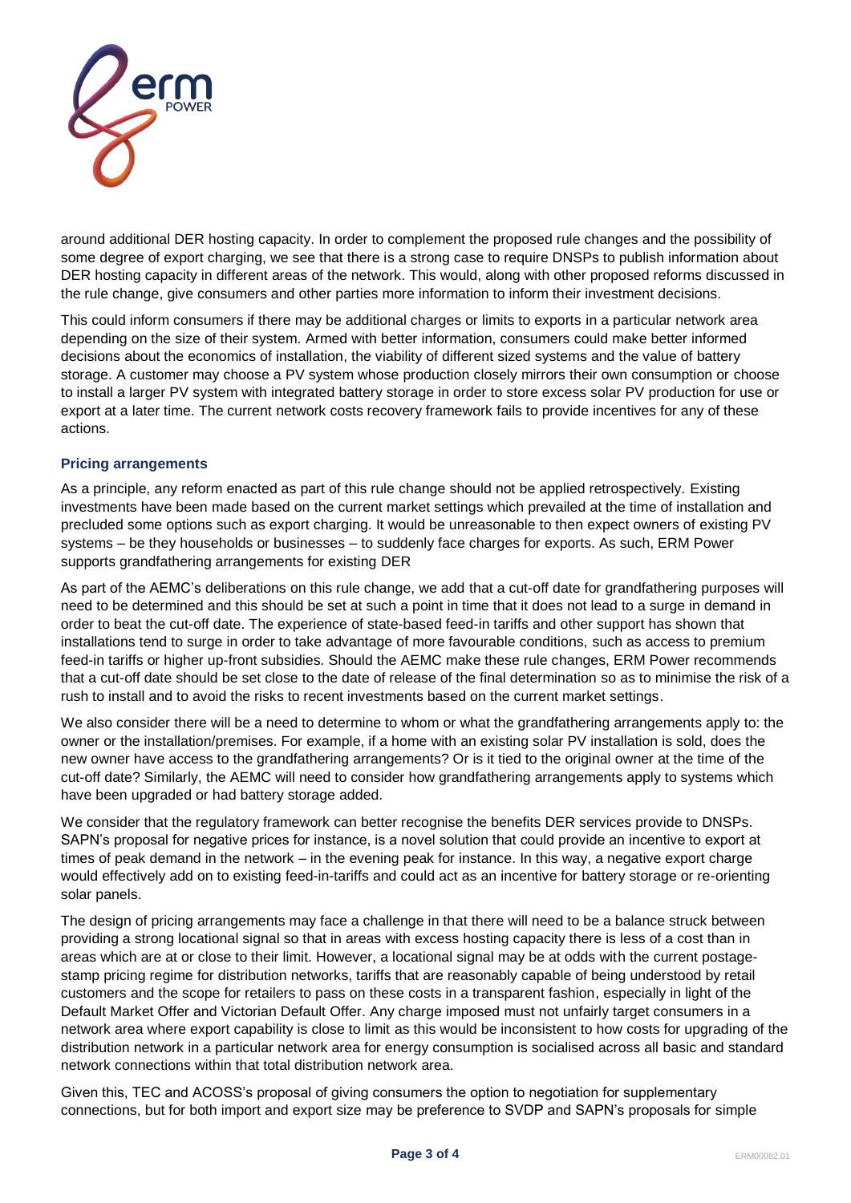around additional DER hosting capacity. In order to complement the proposed rule changes and the possibility of some degree of export charging, we see that there is a strong case to require DNSPs to publish information about DER hosting capacity in different areas of the network. This would, along with other proposed reforms discussed in the rule change, give consumers and other parties more information to inform their investment decisions.

This could inform consumers if there may be additional charges or limits to exports in a particular network area depending on the size of their system. Armed with better information, consumers could make better informed decisions about the economics of installation, the viability of different sized systems and the value of battery storage. A customer may choose a PV system whose production closely mirrors their own consumption or choose to install a larger PV system with integrated battery storage in order to store excess solar PV production for use or export at a later time. The current network costs recovery framework fails to provide incentives for any of these actions.

### Pricing arrangements

As a principle, any reform enacted as part of this rule change should not be applied retrospectively. Existing investments have been made based on the current market settings which prevailed at the time of installation and precluded some options such as export charging. It would be unreasonable to then expect owners of existing PV systems – be they households or businesses – to suddenly face charges for exports. As such, ERM Power supports grandfathering arrangements for existing DER

As part of the AEMC's deliberations on this rule change, we add that a cut-off date for grandfathering purposes will need to be determined and this should be set at such a point in time that it does not lead to a surge in demand in order to beat the cut-off date. The experience of state-based feed-in tariffs and other support has shown that installations tend to surge in order to take advantage of more favourable conditions, such as access to premium feed-in tariffs or higher up-front subsidies. Should the AEMC make these rule changes, ERM Power recommends that a cut-off date should be set close to the date of release of the final determination so as to minimise the risk of a rush to install and to avoid the risks to recent investments based on the current market settings.

We also consider there will be a need to determine to whom or what the grandfathering arrangements apply to: the owner or the installation/premises. For example, if a home with an existing solar PV installation is sold, does the new owner have access to the grandfathering arrangements? Or is it tied to the original owner at the time of the cut-off date? Similarly, the AEMC will need to consider how grandfathering arrangements apply to systems which have been upgraded or had battery storage added.

We consider that the regulatory framework can better recognise the benefits DER services provide to DNSPs. SAPN's proposal for negative prices for instance, is a novel solution that could provide an incentive to export at times of peak demand in the network – in the evening peak for instance. In this way, a negative export charge would effectively add on to existing feed-in-tariffs and could act as an incentive for battery storage or re-orienting solar panels.

The design of pricing arrangements may face a challenge in that there will need to be a balance struck between providing a strong locational signal so that in areas with excess hosting capacity there is less of a cost than in areas which are at or close to their limit. However, a locational signal may be at odds with the current postage-stamp pricing regime for distribution networks, tariffs that are reasonably capable of being understood by retail customers and the scope for retailers to pass on these costs in a transparent fashion, especially in light of the Default Market Offer and Victorian Default Offer. Any charge imposed must not unfairly target consumers in a network area where export capability is close to limit as this would be inconsistent to how costs for upgrading of the distribution network in a particular network area for energy consumption is socialised across all basic and standard network connections within that total distribution network area.

Given this, TEC and ACOSS's proposal of giving consumers the option to negotiation for supplementary connections, but for both import and export size may be preference to SVDP and SAPN's proposals for simple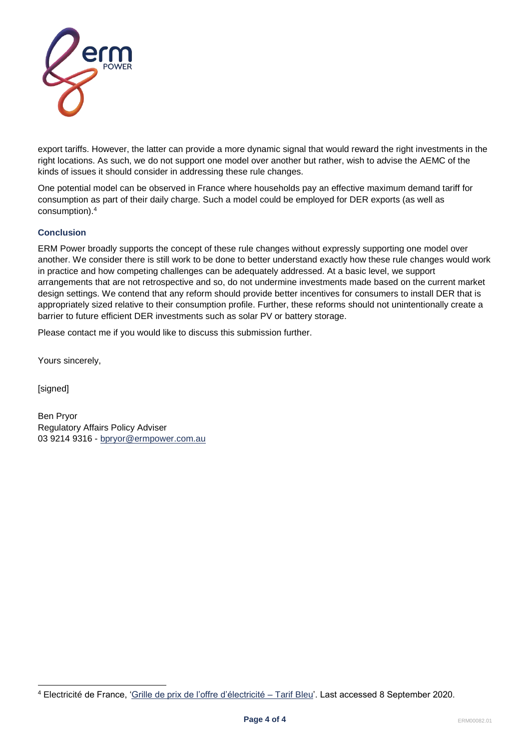export tariffs. However, the latter can provide a more dynamic signal that would reward the right investments in the right locations. As such, we do not support one model over another but rather, wish to advise the AEMC of the kinds of issues it should consider in addressing these rule changes.

One potential model can be observed in France where households pay an effective maximum demand tariff for consumption as part of their daily charge. Such a model could be employed for DER exports (as well as consumption).[4]

### Conclusion

ERM Power broadly supports the concept of these rule changes without expressly supporting one model over another. We consider there is still work to be done to better understand exactly how these rule changes would work in practice and how competing challenges can be adequately addressed. At a basic level, we support arrangements that are not retrospective and so, do not undermine investments made based on the current market design settings. We contend that any reform should provide better incentives for consumers to install DER that is appropriately sized relative to their consumption profile. Further, these reforms should not unintentionally create a barrier to future efficient DER investments such as solar PV or battery storage.

Please contact me if you would like to discuss this submission further.

Yours sincerely,

[signed]

Ben Pryor
Regulatory Affairs Policy Adviser
03 9214 9316 - bpryor@ermpower.com.au

---

[4] Electricité de France, 'Grille de prix de l'offre d'électricité – Tarif Bleu'. Last accessed 8 September 2020.